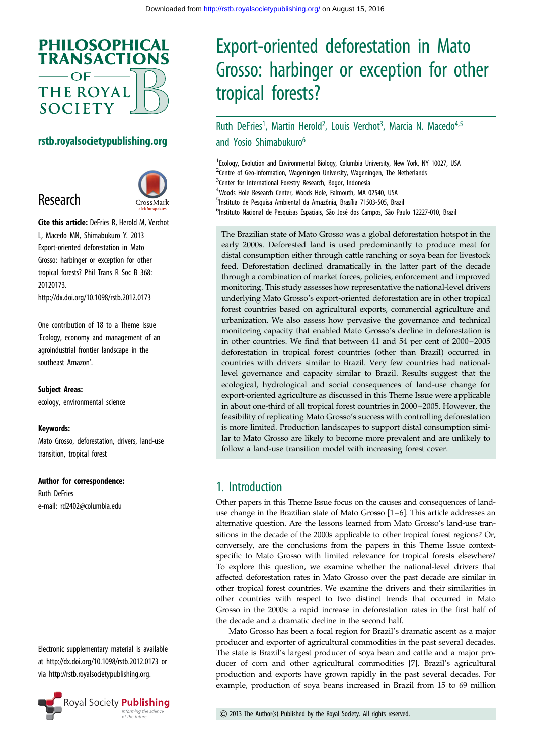# Export-oriented deforestation in Mato Grosso: harbinger or exception for other tropical forests?

Ruth DeFries[1], Martin Herold[2], Louis Verchot[3], Marcia N. Macedo[4,5] and Yosio Shimabukuro[6]

[1]Ecology, Evolution and Environmental Biology, Columbia University, New York, NY 10027, USA
[2]Centre of Geo-Information, Wageningen University, Wageningen, The Netherlands
[3]Center for International Forestry Research, Bogor, Indonesia
[4]Woods Hole Research Center, Woods Hole, Falmouth, MA 02540, USA
[5]Instituto de Pesquisa Ambiental da Amazônia, Brasília 71503-505, Brazil
[6]Instituto Nacional de Pesquisas Espaciais, São José dos Campos, São Paulo 12227-010, Brazil

rstb.royalsocietypublishing.org

Research

**Cite this article:** DeFries R, Herold M, Verchot L, Macedo MN, Shimabukuro Y. 2013 Export-oriented deforestation in Mato Grosso: harbinger or exception for other tropical forests? Phil Trans R Soc B 368: 20120173.
http://dx.doi.org/10.1098/rstb.2012.0173

One contribution of 18 to a Theme Issue 'Ecology, economy and management of an agroindustrial frontier landscape in the southeast Amazon'.

**Subject Areas:**
ecology, environmental science

**Keywords:**
Mato Grosso, deforestation, drivers, land-use transition, tropical forest

**Author for correspondence:**
Ruth DeFries
e-mail: rd2402@columbia.edu

Electronic supplementary material is available at http://dx.doi.org/10.1098/rstb.2012.0173 or via http://rstb.royalsocietypublishing.org.

The Brazilian state of Mato Grosso was a global deforestation hotspot in the early 2000s. Deforested land is used predominantly to produce meat for distal consumption either through cattle ranching or soya bean for livestock feed. Deforestation declined dramatically in the latter part of the decade through a combination of market forces, policies, enforcement and improved monitoring. This study assesses how representative the national-level drivers underlying Mato Grosso's export-oriented deforestation are in other tropical forest countries based on agricultural exports, commercial agriculture and urbanization. We also assess how pervasive the governance and technical monitoring capacity that enabled Mato Grosso's decline in deforestation is in other countries. We find that between 41 and 54 per cent of 2000–2005 deforestation in tropical forest countries (other than Brazil) occurred in countries with drivers similar to Brazil. Very few countries had national-level governance and capacity similar to Brazil. Results suggest that the ecological, hydrological and social consequences of land-use change for export-oriented agriculture as discussed in this Theme Issue were applicable in about one-third of all tropical forest countries in 2000–2005. However, the feasibility of replicating Mato Grosso's success with controlling deforestation is more limited. Production landscapes to support distal consumption similar to Mato Grosso are likely to become more prevalent and are unlikely to follow a land-use transition model with increasing forest cover.

## 1. Introduction

Other papers in this Theme Issue focus on the causes and consequences of land-use change in the Brazilian state of Mato Grosso [1–6]. This article addresses an alternative question. Are the lessons learned from Mato Grosso's land-use transitions in the decade of the 2000s applicable to other tropical forest regions? Or, conversely, are the conclusions from the papers in this Theme Issue context-specific to Mato Grosso with limited relevance for tropical forests elsewhere? To explore this question, we examine whether the national-level drivers that affected deforestation rates in Mato Grosso over the past decade are similar in other tropical forest countries. We examine the drivers and their similarities in other countries with respect to two distinct trends that occurred in Mato Grosso in the 2000s: a rapid increase in deforestation rates in the first half of the decade and a dramatic decline in the second half.

Mato Grosso has been a focal region for Brazil's dramatic ascent as a major producer and exporter of agricultural commodities in the past several decades. The state is Brazil's largest producer of soya bean and cattle and a major producer of corn and other agricultural commodities [7]. Brazil's agricultural production and exports have grown rapidly in the past several decades. For example, production of soya beans increased in Brazil from 15 to 69 million

© 2013 The Author(s) Published by the Royal Society. All rights reserved.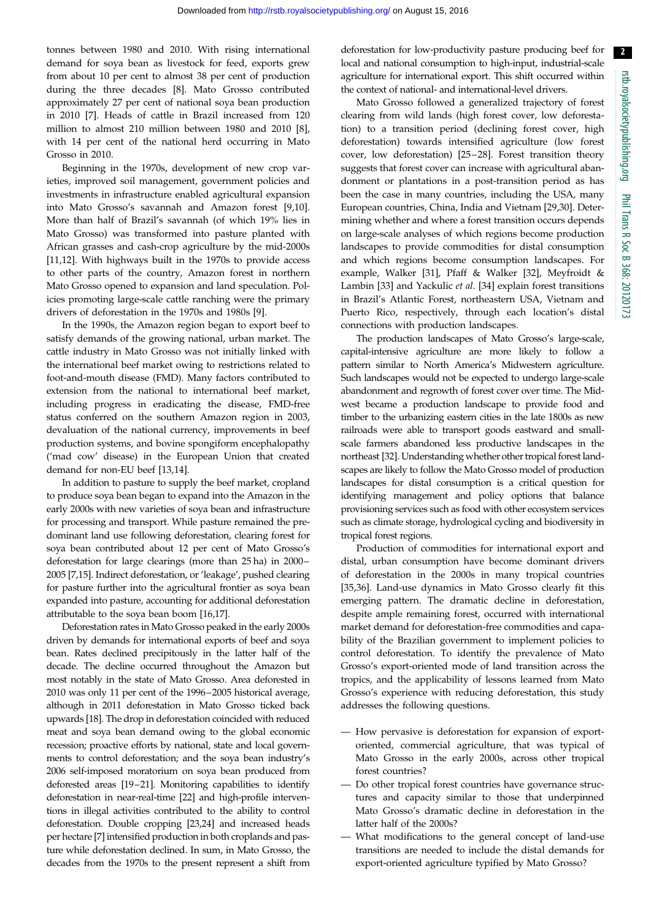tonnes between 1980 and 2010. With rising international demand for soya bean as livestock for feed, exports grew from about 10 per cent to almost 38 per cent of production during the three decades [8]. Mato Grosso contributed approximately 27 per cent of national soya bean production in 2010 [7]. Heads of cattle in Brazil increased from 120 million to almost 210 million between 1980 and 2010 [8], with 14 per cent of the national herd occurring in Mato Grosso in 2010.

Beginning in the 1970s, development of new crop varieties, improved soil management, government policies and investments in infrastructure enabled agricultural expansion into Mato Grosso's savannah and Amazon forest [9,10]. More than half of Brazil's savannah (of which 19% lies in Mato Grosso) was transformed into pasture planted with African grasses and cash-crop agriculture by the mid-2000s [11,12]. With highways built in the 1970s to provide access to other parts of the country, Amazon forest in northern Mato Grosso opened to expansion and land speculation. Policies promoting large-scale cattle ranching were the primary drivers of deforestation in the 1970s and 1980s [9].

In the 1990s, the Amazon region began to export beef to satisfy demands of the growing national, urban market. The cattle industry in Mato Grosso was not initially linked with the international beef market owing to restrictions related to foot-and-mouth disease (FMD). Many factors contributed to extension from the national to international beef market, including progress in eradicating the disease, FMD-free status conferred on the southern Amazon region in 2003, devaluation of the national currency, improvements in beef production systems, and bovine spongiform encephalopathy ('mad cow' disease) in the European Union that created demand for non-EU beef [13,14].

In addition to pasture to supply the beef market, cropland to produce soya bean began to expand into the Amazon in the early 2000s with new varieties of soya bean and infrastructure for processing and transport. While pasture remained the predominant land use following deforestation, clearing forest for soya bean contributed about 12 per cent of Mato Grosso's deforestation for large clearings (more than 25 ha) in 2000–2005 [7,15]. Indirect deforestation, or 'leakage', pushed clearing for pasture further into the agricultural frontier as soya bean expanded into pasture, accounting for additional deforestation attributable to the soya bean boom [16,17].

Deforestation rates in Mato Grosso peaked in the early 2000s driven by demands for international exports of beef and soya bean. Rates declined precipitously in the latter half of the decade. The decline occurred throughout the Amazon but most notably in the state of Mato Grosso. Area deforested in 2010 was only 11 per cent of the 1996–2005 historical average, although in 2011 deforestation in Mato Grosso ticked back upwards [18]. The drop in deforestation coincided with reduced meat and soya bean demand owing to the global economic recession; proactive efforts by national, state and local governments to control deforestation; and the soya bean industry's 2006 self-imposed moratorium on soya bean produced from deforested areas [19–21]. Monitoring capabilities to identify deforestation in near-real-time [22] and high-profile interventions in illegal activities contributed to the ability to control deforestation. Double cropping [23,24] and increased heads per hectare [7] intensified production in both croplands and pasture while deforestation declined. In sum, in Mato Grosso, the decades from the 1970s to the present represent a shift from deforestation for low-productivity pasture producing beef for local and national consumption to high-input, industrial-scale agriculture for international export. This shift occurred within the context of national- and international-level drivers.

Mato Grosso followed a generalized trajectory of forest clearing from wild lands (high forest cover, low deforestation) to a transition period (declining forest cover, high deforestation) towards intensified agriculture (low forest cover, low deforestation) [25–28]. Forest transition theory suggests that forest cover can increase with agricultural abandonment or plantations in a post-transition period as has been the case in many countries, including the USA, many European countries, China, India and Vietnam [29,30]. Determining whether and where a forest transition occurs depends on large-scale analyses of which regions become production landscapes to provide commodities for distal consumption and which regions become consumption landscapes. For example, Walker [31], Pfaff & Walker [32], Meyfroidt & Lambin [33] and Yackulic *et al*. [34] explain forest transitions in Brazil's Atlantic Forest, northeastern USA, Vietnam and Puerto Rico, respectively, through each location's distal connections with production landscapes.

The production landscapes of Mato Grosso's large-scale, capital-intensive agriculture are more likely to follow a pattern similar to North America's Midwestern agriculture. Such landscapes would not be expected to undergo large-scale abandonment and regrowth of forest cover over time. The Midwest became a production landscape to provide food and timber to the urbanizing eastern cities in the late 1800s as new railroads were able to transport goods eastward and small-scale farmers abandoned less productive landscapes in the northeast [32]. Understanding whether other tropical forest landscapes are likely to follow the Mato Grosso model of production landscapes for distal consumption is a critical question for identifying management and policy options that balance provisioning services such as food with other ecosystem services such as climate storage, hydrological cycling and biodiversity in tropical forest regions.

Production of commodities for international export and distal, urban consumption have become dominant drivers of deforestation in the 2000s in many tropical countries [35,36]. Land-use dynamics in Mato Grosso clearly fit this emerging pattern. The dramatic decline in deforestation, despite ample remaining forest, occurred with international market demand for deforestation-free commodities and capability of the Brazilian government to implement policies to control deforestation. To identify the prevalence of Mato Grosso's export-oriented mode of land transition across the tropics, and the applicability of lessons learned from Mato Grosso's experience with reducing deforestation, this study addresses the following questions.

- How pervasive is deforestation for expansion of export-oriented, commercial agriculture, that was typical of Mato Grosso in the early 2000s, across other tropical forest countries?
- Do other tropical forest countries have governance structures and capacity similar to those that underpinned Mato Grosso's dramatic decline in deforestation in the latter half of the 2000s?
- What modifications to the general concept of land-use transitions are needed to include the distal demands for export-oriented agriculture typified by Mato Grosso?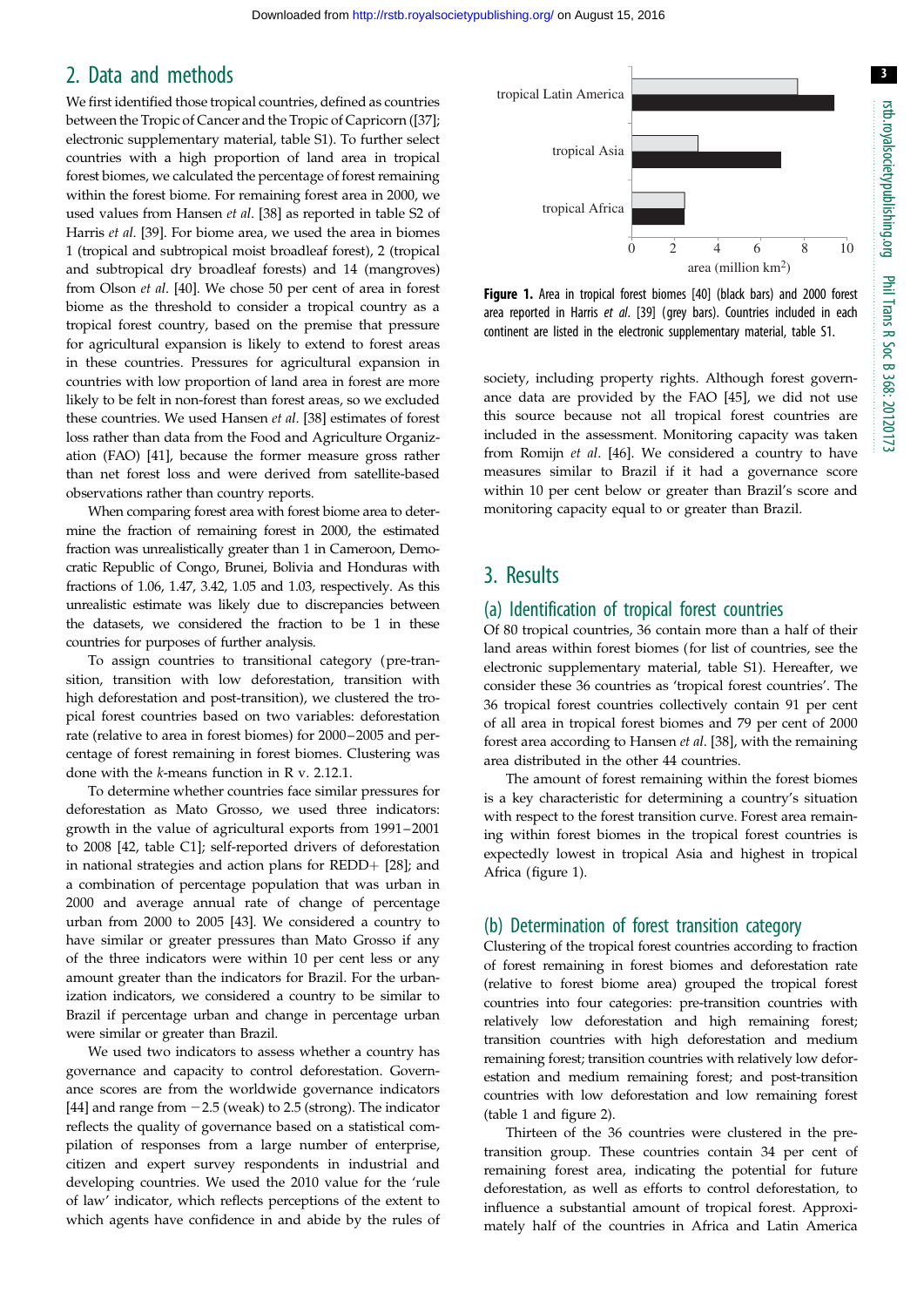## 2. Data and methods

We first identified those tropical countries, defined as countries between the Tropic of Cancer and the Tropic of Capricorn ([37]; electronic supplementary material, table S1). To further select countries with a high proportion of land area in tropical forest biomes, we calculated the percentage of forest remaining within the forest biome. For remaining forest area in 2000, we used values from Hansen *et al*. [38] as reported in table S2 of Harris *et al*. [39]. For biome area, we used the area in biomes 1 (tropical and subtropical moist broadleaf forest), 2 (tropical and subtropical dry broadleaf forests) and 14 (mangroves) from Olson *et al*. [40]. We chose 50 per cent of area in forest biome as the threshold to consider a tropical country as a tropical forest country, based on the premise that pressure for agricultural expansion is likely to extend to forest areas in these countries. Pressures for agricultural expansion in countries with low proportion of land area in forest are more likely to be felt in non-forest than forest areas, so we excluded these countries. We used Hansen *et al*. [38] estimates of forest loss rather than data from the Food and Agriculture Organization (FAO) [41], because the former measure gross rather than net forest loss and were derived from satellite-based observations rather than country reports.

When comparing forest area with forest biome area to determine the fraction of remaining forest in 2000, the estimated fraction was unrealistically greater than 1 in Cameroon, Democratic Republic of Congo, Brunei, Bolivia and Honduras with fractions of 1.06, 1.47, 3.42, 1.05 and 1.03, respectively. As this unrealistic estimate was likely due to discrepancies between the datasets, we considered the fraction to be 1 in these countries for purposes of further analysis.

To assign countries to transitional category (pre-transition, transition with low deforestation, transition with high deforestation and post-transition), we clustered the tropical forest countries based on two variables: deforestation rate (relative to area in forest biomes) for 2000–2005 and percentage of forest remaining in forest biomes. Clustering was done with the *k*-means function in R v. 2.12.1.

To determine whether countries face similar pressures for deforestation as Mato Grosso, we used three indicators: growth in the value of agricultural exports from 1991–2001 to 2008 [42, table C1]; self-reported drivers of deforestation in national strategies and action plans for REDD+ [28]; and a combination of percentage population that was urban in 2000 and average annual rate of change of percentage urban from 2000 to 2005 [43]. We considered a country to have similar or greater pressures than Mato Grosso if any of the three indicators were within 10 per cent less or any amount greater than the indicators for Brazil. For the urbanization indicators, we considered a country to be similar to Brazil if percentage urban and change in percentage urban were similar or greater than Brazil.

We used two indicators to assess whether a country has governance and capacity to control deforestation. Governance scores are from the worldwide governance indicators [44] and range from −2.5 (weak) to 2.5 (strong). The indicator reflects the quality of governance based on a statistical compilation of responses from a large number of enterprise, citizen and expert survey respondents in industrial and developing countries. We used the 2010 value for the 'rule of law' indicator, which reflects perceptions of the extent to which agents have confidence in and abide by the rules of society, including property rights. Although forest governance data are provided by the FAO [45], we did not use this source because not all tropical forest countries are included in the assessment. Monitoring capacity was taken from Romijn *et al*. [46]. We considered a country to have measures similar to Brazil if it had a governance score within 10 per cent below or greater than Brazil's score and monitoring capacity equal to or greater than Brazil.

**Figure 1.** Area in tropical forest biomes [40] (black bars) and 2000 forest area reported in Harris *et al*. [39] (grey bars). Countries included in each continent are listed in the electronic supplementary material, table S1.

## 3. Results

### (a) Identification of tropical forest countries

Of 80 tropical countries, 36 contain more than a half of their land areas within forest biomes (for list of countries, see the electronic supplementary material, table S1). Hereafter, we consider these 36 countries as 'tropical forest countries'. The 36 tropical forest countries collectively contain 91 per cent of all area in tropical forest biomes and 79 per cent of 2000 forest area according to Hansen *et al*. [38], with the remaining area distributed in the other 44 countries.

The amount of forest remaining within the forest biomes is a key characteristic for determining a country's situation with respect to the forest transition curve. Forest area remaining within forest biomes in the tropical forest countries is expectedly lowest in tropical Asia and highest in tropical Africa (figure 1).

### (b) Determination of forest transition category

Clustering of the tropical forest countries according to fraction of forest remaining in forest biomes and deforestation rate (relative to forest biome area) grouped the tropical forest countries into four categories: pre-transition countries with relatively low deforestation and high remaining forest; transition countries with high deforestation and medium remaining forest; transition countries with relatively low deforestation and medium remaining forest; and post-transition countries with low deforestation and low remaining forest (table 1 and figure 2).

Thirteen of the 36 countries were clustered in the pre-transition group. These countries contain 34 per cent of remaining forest area, indicating the potential for future deforestation, as well as efforts to control deforestation, to influence a substantial amount of tropical forest. Approximately half of the countries in Africa and Latin America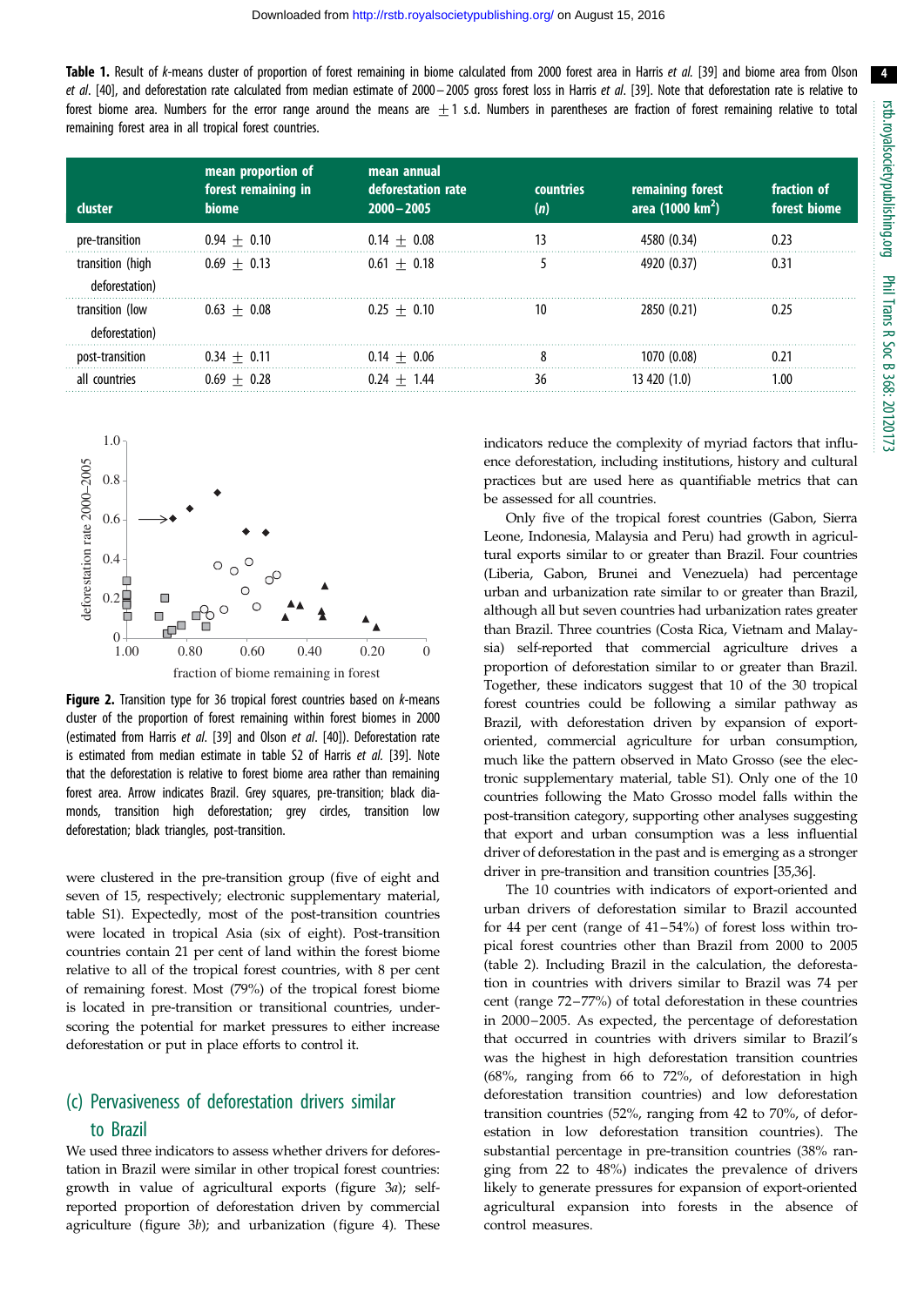**Table 1.** Result of *k*-means cluster of proportion of forest remaining in biome calculated from 2000 forest area in Harris *et al.* [39] and biome area from Olson *et al.* [40], and deforestation rate calculated from median estimate of 2000–2005 gross forest loss in Harris *et al.* [39]. Note that deforestation rate is relative to forest biome area. Numbers for the error range around the means are ±1 s.d. Numbers in parentheses are fraction of forest remaining relative to total remaining forest area in all tropical forest countries.

| cluster | mean proportion of forest remaining in biome | mean annual deforestation rate 2000–2005 | countries (*n*) | remaining forest area (1000 km$^2$) | fraction of forest biome |
|---|---|---|---|---|---|
| pre-transition | 0.94 ± 0.10 | 0.14 ± 0.08 | 13 | 4580 (0.34) | 0.23 |
| transition (high deforestation) | 0.69 ± 0.13 | 0.61 ± 0.18 | 5 | 4920 (0.37) | 0.31 |
| transition (low deforestation) | 0.63 ± 0.08 | 0.25 ± 0.10 | 10 | 2850 (0.21) | 0.25 |
| post-transition | 0.34 ± 0.11 | 0.14 ± 0.06 | 8 | 1070 (0.08) | 0.21 |
| all countries | 0.69 ± 0.28 | 0.24 ± 1.44 | 36 | 13 420 (1.0) | 1.00 |

**Figure 2.** Transition type for 36 tropical forest countries based on *k*-means cluster of the proportion of forest remaining within forest biomes in 2000 (estimated from Harris *et al.* [39] and Olson *et al.* [40]). Deforestation rate is estimated from median estimate in table S2 of Harris *et al.* [39]. Note that the deforestation is relative to forest biome area rather than remaining forest area. Arrow indicates Brazil. Grey squares, pre-transition; black diamonds, transition high deforestation; grey circles, transition low deforestation; black triangles, post-transition.

were clustered in the pre-transition group (five of eight and seven of 15, respectively; electronic supplementary material, table S1). Expectedly, most of the post-transition countries were located in tropical Asia (six of eight). Post-transition countries contain 21 per cent of land within the forest biome relative to all of the tropical forest countries, with 8 per cent of remaining forest. Most (79%) of the tropical forest biome is located in pre-transition or transitional countries, underscoring the potential for market pressures to either increase deforestation or put in place efforts to control it.

## (c) Pervasiveness of deforestation drivers similar to Brazil

We used three indicators to assess whether drivers for deforestation in Brazil were similar in other tropical forest countries: growth in value of agricultural exports (figure 3*a*); self-reported proportion of deforestation driven by commercial agriculture (figure 3*b*); and urbanization (figure 4). These indicators reduce the complexity of myriad factors that influence deforestation, including institutions, history and cultural practices but are used here as quantifiable metrics that can be assessed for all countries.

Only five of the tropical forest countries (Gabon, Sierra Leone, Indonesia, Malaysia and Peru) had growth in agricultural exports similar to or greater than Brazil. Four countries (Liberia, Gabon, Brunei and Venezuela) had percentage urban and urban population rate similar to or greater than Brazil, although all but seven countries had urbanization rates greater than Brazil. Three countries (Costa Rica, Vietnam and Malaysia) self-reported that commercial agriculture drives a proportion of deforestation similar to or greater than Brazil. Together, these indicators suggest that 10 of the 30 tropical forest countries could be following a similar pathway as Brazil, with deforestation driven by expansion of export-oriented, commercial agriculture for urban consumption, much like the pattern observed in Mato Grosso (see the electronic supplementary material, table S1). Only one of the 10 countries following the Mato Grosso model falls within the post-transition category, supporting other analyses suggesting that export and urban consumption was a less influential driver of deforestation in the past and is emerging as a stronger driver in pre-transition and transition countries [35,36].

The 10 countries with indicators of export-oriented and urban drivers of deforestation similar to Brazil accounted for 44 per cent (range of 41–54%) of forest loss within tropical forest countries other than Brazil from 2000 to 2005 (table 2). Including Brazil in the calculation, the deforestation in countries with drivers similar to Brazil was 74 per cent (range 72–77%) of total deforestation in these countries in 2000–2005. As expected, the percentage of deforestation that occurred in countries with drivers similar to Brazil's was the highest in high deforestation transition countries (68%, ranging from 66 to 72%, of deforestation in high deforestation transition countries) and low deforestation transition countries (52%, ranging from 42 to 70%, of deforestation in low deforestation transition countries). The substantial percentage in pre-transition countries (38% ranging from 22 to 48%) indicates the prevalence of drivers likely to generate pressures for expansion of export-oriented agricultural expansion into forests in the absence of control measures.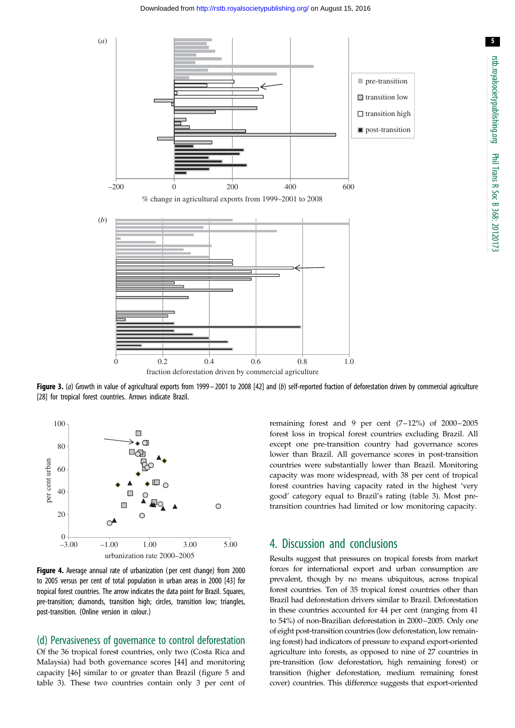**Figure 3.** (*a*) Growth in value of agricultural exports from 1999–2001 to 2008 [42] and (*b*) self-reported fraction of deforestation driven by commercial agriculture [28] for tropical forest countries. Arrows indicate Brazil.

**Figure 4.** Average annual rate of urbanization (per cent change) from 2000 to 2005 versus per cent of total population in urban areas in 2000 [43] for tropical forest countries. The arrow indicates the data point for Brazil. Squares, pre-transition; diamonds, transition high; circles, transition low; triangles, post-transition. (Online version in colour.)

### (d) Pervasiveness of governance to control deforestation

Of the 36 tropical forest countries, only two (Costa Rica and Malaysia) had both governance scores [44] and monitoring capacity [46] similar to or greater than Brazil (figure 5 and table 3). These two countries contain only 3 per cent of remaining forest and 9 per cent (7–12%) of 2000–2005 forest loss in tropical forest countries excluding Brazil. All except one pre-transition country had governance scores lower than Brazil. All governance scores in post-transition countries were substantially lower than Brazil. Monitoring capacity was more widespread, with 38 per cent of tropical forest countries having capacity rated in the highest 'very good' category equal to Brazil's rating (table 3). Most pre-transition countries had limited or low monitoring capacity.

## 4. Discussion and conclusions

Results suggest that pressures on tropical forests from market forces for international export and urban consumption are prevalent, though by no means ubiquitous, across tropical forest countries. Ten of 35 tropical forest countries other than Brazil had deforestation drivers similar to Brazil. Deforestation in these countries accounted for 44 per cent (ranging from 41 to 54%) of non-Brazilian deforestation in 2000–2005. Only one of eight post-transition countries (low deforestation, low remaining forest) had indicators of pressure to expand export-oriented agriculture into forests, as opposed to nine of 27 countries in pre-transition (low deforestation, high remaining forest) or transition (higher deforestation, medium remaining forest cover) countries. This difference suggests that export-oriented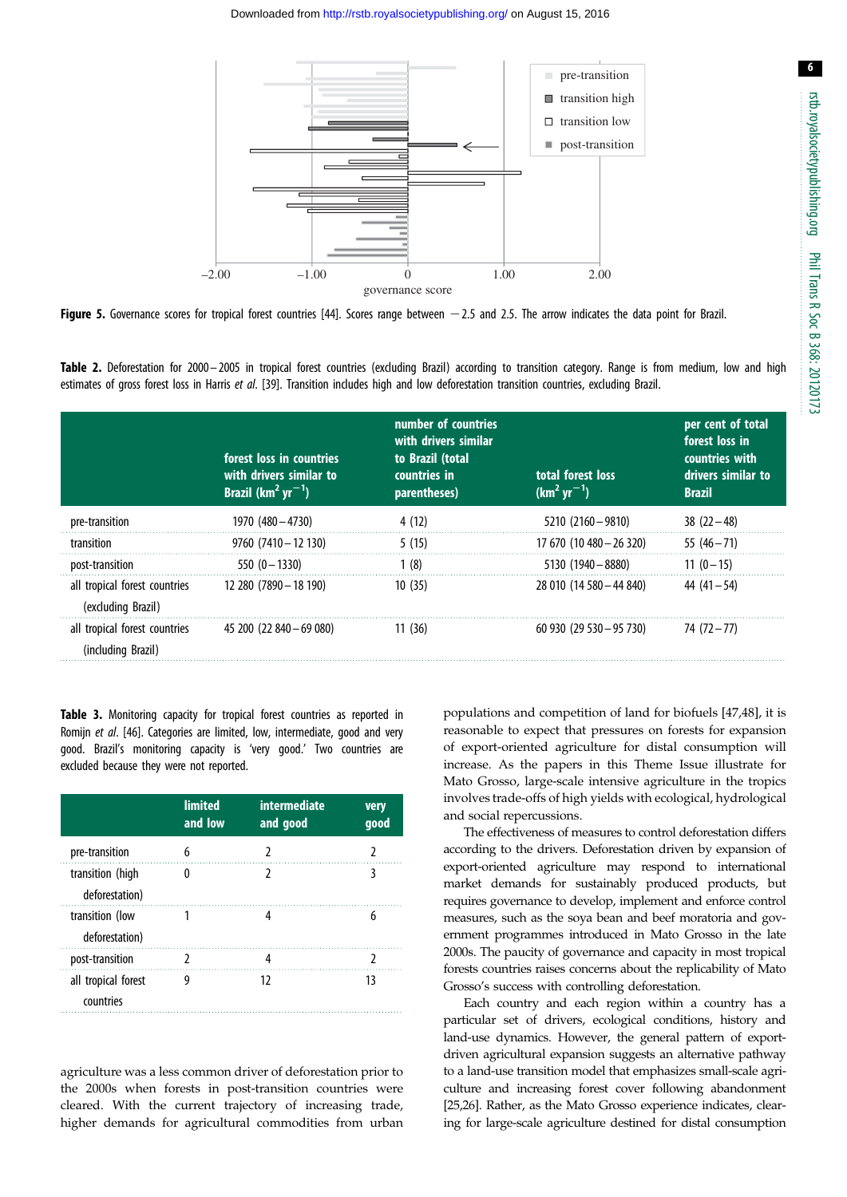**Figure 5.** Governance scores for tropical forest countries [44]. Scores range between −2.5 and 2.5. The arrow indicates the data point for Brazil.

**Table 2.** Deforestation for 2000–2005 in tropical forest countries (excluding Brazil) according to transition category. Range is from medium, low and high estimates of gross forest loss in Harris *et al.* [39]. Transition includes high and low deforestation transition countries, excluding Brazil.

| | forest loss in countries with drivers similar to Brazil ($km^2\ yr^{-1}$) | number of countries with drivers similar to Brazil (total countries in parentheses) | total forest loss ($km^2\ yr^{-1}$) | per cent of total forest loss in countries with drivers similar to Brazil |
|---|---|---|---|---|
| pre-transition | 1970 (480–4730) | 4 (12) | 5210 (2160–9810) | 38 (22–48) |
| transition | 9760 (7410–12 130) | 5 (15) | 17 670 (10 480–26 320) | 55 (46–71) |
| post-transition | 550 (0–1330) | 1 (8) | 5130 (1940–8880) | 11 (0–15) |
| all tropical forest countries (excluding Brazil) | 12 280 (7890–18 190) | 10 (35) | 28 010 (14 580–44 840) | 44 (41–54) |
| all tropical forest countries (including Brazil) | 45 200 (22 840–69 080) | 11 (36) | 60 930 (29 530–95 730) | 74 (72–77) |

**Table 3.** Monitoring capacity for tropical forest countries as reported in Romijn *et al.* [46]. Categories are limited, low, intermediate, good and very good. Brazil's monitoring capacity is 'very good.' Two countries are excluded because they were not reported.

| | limited and low | intermediate and good | very good |
|---|---|---|---|
| pre-transition | 6 | 2 | 2 |
| transition (high deforestation) | 0 | 2 | 3 |
| transition (low deforestation) | 1 | 4 | 6 |
| post-transition | 2 | 4 | 2 |
| all tropical forest countries | 9 | 12 | 13 |

agriculture was a less common driver of deforestation prior to the 2000s when forests in post-transition countries were cleared. With the current trajectory of increasing trade, higher demands for agricultural commodities from urban populations and competition of land for biofuels [47,48], it is reasonable to expect that pressures on forests for expansion of export-oriented agriculture for distal consumption will increase. As the papers in this Theme Issue illustrate for Mato Grosso, large-scale intensive agriculture in the tropics involves trade-offs of high yields with ecological, hydrological and social repercussions.

The effectiveness of measures to control deforestation differs according to the drivers. Deforestation driven by expansion of export-oriented agriculture may respond to international market demands for sustainably produced products, but requires governance to develop, implement and enforce control measures, such as the soya bean and beef moratoria and government programmes introduced in Mato Grosso in the late 2000s. The paucity of governance and capacity in most tropical forests countries raises concerns about the replicability of Mato Grosso's success with controlling deforestation.

Each country and each region within a country has a particular set of drivers, ecological conditions, history and land-use dynamics. However, the general pattern of export-driven agricultural expansion suggests an alternative pathway to a land-use transition model that emphasizes small-scale agriculture and increasing forest cover following abandonment [25,26]. Rather, as the Mato Grosso experience indicates, clearing for large-scale agriculture destined for distal consumption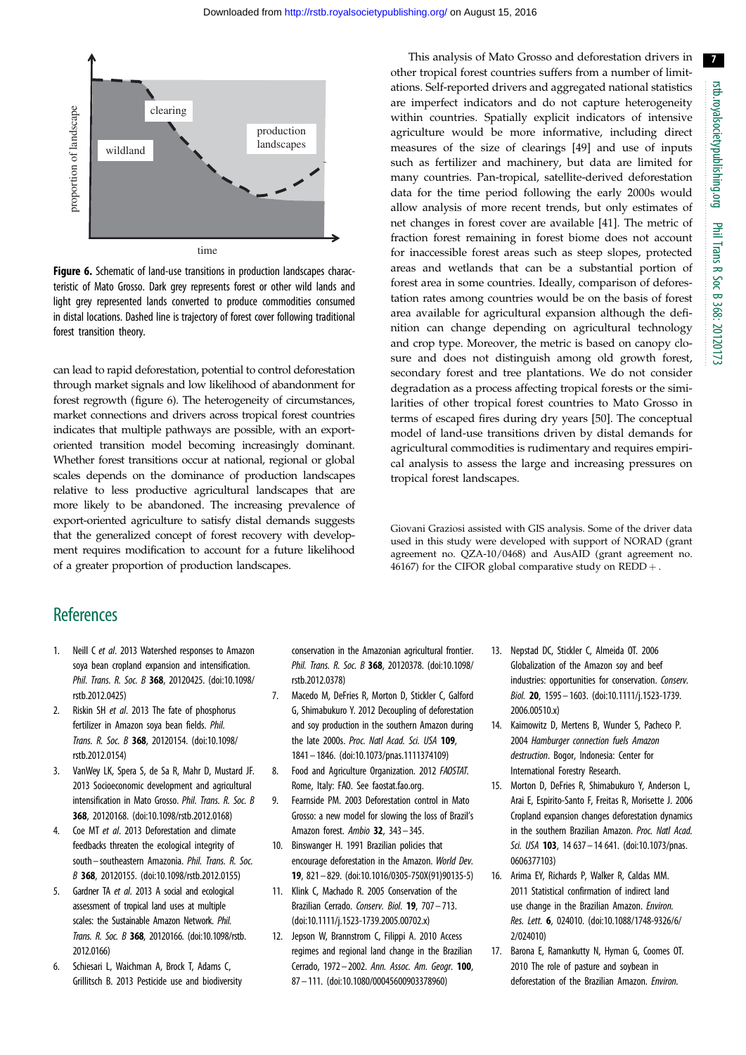Figure 6. Schematic of land-use transitions in production landscapes characteristic of Mato Grosso. Dark grey represents forest or other wild lands and light grey represented lands converted to produce commodities consumed in distal locations. Dashed line is trajectory of forest cover following traditional forest transition theory.

can lead to rapid deforestation, potential to control deforestation through market signals and low likelihood of abandonment for forest regrowth (figure 6). The heterogeneity of circumstances, market connections and drivers across tropical forest countries indicates that multiple pathways are possible, with an export-oriented transition model becoming increasingly dominant. Whether forest transitions occur at national, regional or global scales depends on the dominance of production landscapes relative to less productive agricultural landscapes that are more likely to be abandoned. The increasing prevalence of export-oriented agriculture to satisfy distal demands suggests that the generalized concept of forest recovery with development requires modification to account for a future likelihood of a greater proportion of production landscapes.

This analysis of Mato Grosso and deforestation drivers in other tropical forest countries suffers from a number of limitations. Self-reported drivers and aggregated national statistics are imperfect indicators and do not capture heterogeneity within countries. Spatially explicit indicators of intensive agriculture would be more informative, including direct measures of the size of clearings [49] and use of inputs such as fertilizer and machinery, but data are limited for many countries. Pan-tropical, satellite-derived deforestation data for the time period following the early 2000s would allow analysis of more recent trends, but only estimates of net changes in forest cover are available [41]. The metric of fraction forest remaining in forest biome does not account for inaccessible forest areas such as steep slopes, protected areas and wetlands that can be a substantial portion of forest area in some countries. Ideally, comparison of deforestation rates among countries would be on the basis of forest area available for agricultural expansion although the definition can change depending on agricultural technology and crop type. Moreover, the metric is based on canopy closure and does not distinguish among old growth forest, secondary forest and tree plantations. We do not consider degradation as a process affecting tropical forests or the similarities of other tropical forest countries to Mato Grosso in terms of escaped fires during dry years [50]. The conceptual model of land-use transitions driven by distal demands for agricultural commodities is rudimentary and requires empirical analysis to assess the large and increasing pressures on tropical forest landscapes.

Giovani Graziosi assisted with GIS analysis. Some of the driver data used in this study were developed with support of NORAD (grant agreement no. QZA-10/0468) and AusAID (grant agreement no. 46167) for the CIFOR global comparative study on REDD +.

## References

1. Neill C *et al*. 2013 Watershed responses to Amazon soya bean cropland expansion and intensification. *Phil. Trans. R. Soc. B* **368**, 20120425. (doi:10.1098/rstb.2012.0425)
2. Riskin SH *et al*. 2013 The fate of phosphorus fertilizer in Amazon soya bean fields. *Phil. Trans. R. Soc. B* **368**, 20120154. (doi:10.1098/rstb.2012.0154)
3. VanWey LK, Spera S, de Sa R, Mahr D, Mustard JF. 2013 Socioeconomic development and agricultural intensification in Mato Grosso. *Phil. Trans. R. Soc. B* **368**, 20120168. (doi:10.1098/rstb.2012.0168)
4. Coe MT *et al*. 2013 Deforestation and climate feedbacks threaten the ecological integrity of south–southeastern Amazonia. *Phil. Trans. R. Soc. B* **368**, 20120155. (doi:10.1098/rstb.2012.0155)
5. Gardner TA *et al*. 2013 A social and ecological assessment of tropical land uses at multiple scales: the Sustainable Amazon Network. *Phil. Trans. R. Soc. B* **368**, 20120166. (doi:10.1098/rstb.2012.0166)
6. Schiesari L, Waichman A, Brock T, Adams C, Grillitsch B. 2013 Pesticide use and biodiversity conservation in the Amazonian agricultural frontier. *Phil. Trans. R. Soc. B* **368**, 20120378. (doi:10.1098/rstb.2012.0378)
7. Macedo M, DeFries R, Morton D, Stickler C, Galford G, Shimabukuro Y. 2012 Decoupling of deforestation and soy production in the southern Amazon during the late 2000s. *Proc. Natl Acad. Sci. USA* **109**, 1841–1846. (doi:10.1073/pnas.1111374109)
8. Food and Agriculture Organization. 2012 *FAOSTAT*. Rome, Italy: FAO. See faostat.fao.org.
9. Fearnside PM. 2003 Deforestation control in Mato Grosso: a new model for slowing the loss of Brazil's Amazon forest. *Ambio* **32**, 343–345.
10. Binswanger H. 1991 Brazilian policies that encourage deforestation in the Amazon. *World Dev.* **19**, 821–829. (doi:10.1016/0305-750X(91)90135-5)
11. Klink C, Machado R. 2005 Conservation of the Brazilian Cerrado. *Conserv. Biol.* **19**, 707–713. (doi:10.1111/j.1523-1739.2005.00702.x)
12. Jepson W, Brannstrom C, Filippi A. 2010 Access regimes and regional land change in the Brazilian Cerrado, 1972–2002. *Ann. Assoc. Am. Geogr.* **100**, 87–111. (doi:10.1080/00045600903378960)
13. Nepstad DC, Stickler C, Almeida OT. 2006 Globalization of the Amazon soy and beef industries: opportunities for conservation. *Conserv. Biol.* **20**, 1595–1603. (doi:10.1111/j.1523-1739.2006.00510.x)
14. Kaimowitz D, Mertens B, Wunder S, Pacheco P. 2004 *Hamburger connection fuels Amazon destruction*. Bogor, Indonesia: Center for International Forestry Research.
15. Morton D, DeFries R, Shimabukuro Y, Anderson L, Arai E, Espirito-Santo F, Freitas R, Morisette J. 2006 Cropland expansion changes deforestation dynamics in the southern Brazilian Amazon. *Proc. Natl Acad. Sci. USA* **103**, 14 637–14 641. (doi:10.1073/pnas.0606377103)
16. Arima EY, Richards P, Walker R, Caldas MM. 2011 Statistical confirmation of indirect land use change in the Brazilian Amazon. *Environ. Res. Lett.* **6**, 024010. (doi:10.1088/1748-9326/6/2/024010)
17. Barona E, Ramankutty N, Hyman G, Coomes OT. 2010 The role of pasture and soybean in deforestation of the Brazilian Amazon. *Environ.*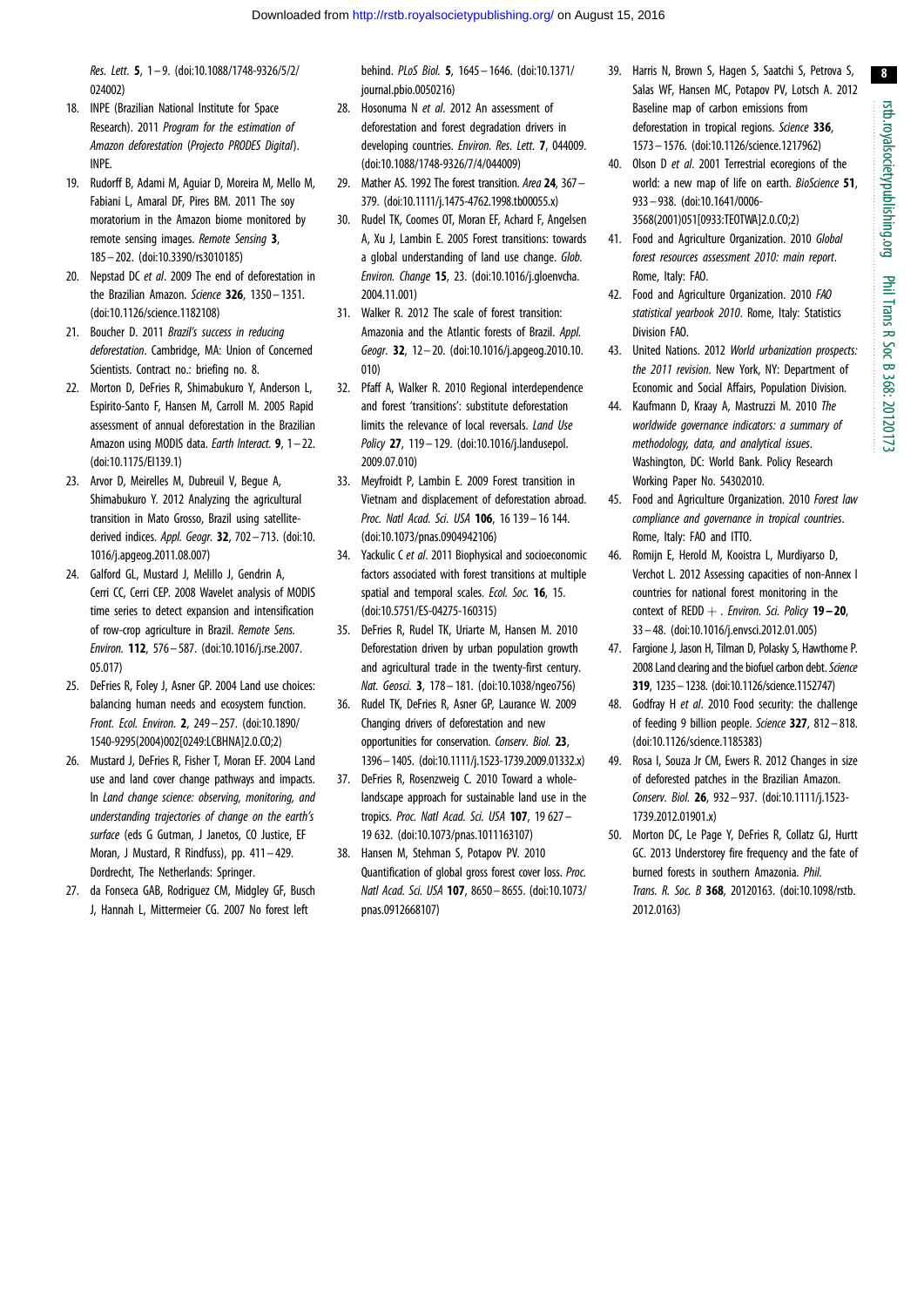*Res. Lett.* **5**, 1–9. (doi:10.1088/1748-9326/5/2/024002)

18. INPE (Brazilian National Institute for Space Research). 2011 *Program for the estimation of Amazon deforestation* (*Projecto PRODES Digital*). INPE.
19. Rudorff B, Adami M, Aguiar D, Moreira M, Mello M, Fabiani L, Amaral DF, Pires BM. 2011 The soy moratorium in the Amazon biome monitored by remote sensing images. *Remote Sensing* **3**, 185–202. (doi:10.3390/rs3010185)
20. Nepstad DC *et al*. 2009 The end of deforestation in the Brazilian Amazon. *Science* **326**, 1350–1351. (doi:10.1126/science.1182108)
21. Boucher D. 2011 *Brazil's success in reducing deforestation*. Cambridge, MA: Union of Concerned Scientists. Contract no.: briefing no. 8.
22. Morton D, DeFries R, Shimabukuro Y, Anderson L, Espirito-Santo F, Hansen M, Carroll M. 2005 Rapid assessment of annual deforestation in the Brazilian Amazon using MODIS data. *Earth Interact.* **9**, 1–22. (doi:10.1175/EI139.1)
23. Arvor D, Meirelles M, Dubreuil V, Begue A, Shimabukuro Y. 2012 Analyzing the agricultural transition in Mato Grosso, Brazil using satellite-derived indices. *Appl. Geogr.* **32**, 702–713. (doi:10.1016/j.apgeog.2011.08.007)
24. Galford GL, Mustard J, Melillo J, Gendrin A, Cerri CC, Cerri CEP. 2008 Wavelet analysis of MODIS time series to detect expansion and intensification of row-crop agriculture in Brazil. *Remote Sens. Environ.* **112**, 576–587. (doi:10.1016/j.rse.2007.05.017)
25. DeFries R, Foley J, Asner GP. 2004 Land use choices: balancing human needs and ecosystem function. *Front. Ecol. Environ.* **2**, 249–257. (doi:10.1890/1540-9295(2004)002[0249:LCBHNA]2.0.CO;2)
26. Mustard J, DeFries R, Fisher T, Moran EF. 2004 Land use and land cover change pathways and impacts. In *Land change science: observing, monitoring, and understanding trajectories of change on the earth's surface* (eds G Gutman, J Janetos, CO Justice, EF Moran, J Mustard, R Rindfuss), pp. 411–429. Dordrecht, The Netherlands: Springer.
27. da Fonseca GAB, Rodriguez CM, Midgley GF, Busch J, Hannah L, Mittermeier CG. 2007 No forest left behind. *PLoS Biol.* **5**, 1645–1646. (doi:10.1371/journal.pbio.0050216)
28. Hosonuma N *et al*. 2012 An assessment of deforestation and forest degradation drivers in developing countries. *Environ. Res. Lett.* **7**, 044009. (doi:10.1088/1748-9326/7/4/044009)
29. Mather AS. 1992 The forest transition. *Area* **24**, 367–379. (doi:10.1111/j.1475-4762.1998.tb00055.x)
30. Rudel TK, Coomes OT, Moran EF, Achard F, Angelsen A, Xu J, Lambin E. 2005 Forest transitions: towards a global understanding of land use change. *Glob. Environ. Change* **15**, 23. (doi:10.1016/j.gloenvcha.2004.11.001)
31. Walker R. 2012 The scale of forest transition: Amazonia and the Atlantic forests of Brazil. *Appl. Geogr.* **32**, 12–20. (doi:10.1016/j.apgeog.2010.10.010)
32. Pfaff A, Walker R. 2010 Regional interdependence and forest 'transitions': substitute deforestation limits the relevance of local reversals. *Land Use Policy* **27**, 119–129. (doi:10.1016/j.landusepol.2009.07.010)
33. Meyfroidt P, Lambin E. 2009 Forest transition in Vietnam and displacement of deforestation abroad. *Proc. Natl Acad. Sci. USA* **106**, 16 139–16 144. (doi:10.1073/pnas.0904942106)
34. Yackulic C *et al*. 2011 Biophysical and socioeconomic factors associated with forest transitions at multiple spatial and temporal scales. *Ecol. Soc.* **16**, 15. (doi:10.5751/ES-04275-160315)
35. DeFries R, Rudel TK, Uriarte M, Hansen M. 2010 Deforestation driven by urban population growth and agricultural trade in the twenty-first century. *Nat. Geosci.* **3**, 178–181. (doi:10.1038/ngeo756)
36. Rudel TK, DeFries R, Asner GP, Laurance W. 2009 Changing drivers of deforestation and new opportunities for conservation. *Conserv. Biol.* **23**, 1396–1405. (doi:10.1111/j.1523-1739.2009.01332.x)
37. DeFries R, Rosenzweig C. 2010 Toward a whole-landscape approach for sustainable land use in the tropics. *Proc. Natl Acad. Sci. USA* **107**, 19 627–19 632. (doi:10.1073/pnas.1011163107)
38. Hansen M, Stehman S, Potapov PV. 2010 Quantification of global gross forest cover loss. *Proc. Natl Acad. Sci. USA* **107**, 8650–8655. (doi:10.1073/pnas.0912668107)
39. Harris N, Brown S, Hagen S, Saatchi S, Petrova S, Salas WF, Hansen MC, Potapov PV, Lotsch A. 2012 Baseline map of carbon emissions from deforestation in tropical regions. *Science* **336**, 1573–1576. (doi:10.1126/science.1217962)
40. Olson D *et al*. 2001 Terrestrial ecoregions of the world: a new map of life on earth. *BioScience* **51**, 933–938. (doi:10.1641/0006-3568(2001)051[0933:TEOTWA]2.0.CO;2)
41. Food and Agriculture Organization. 2010 *Global forest resources assessment 2010: main report*. Rome, Italy: FAO.
42. Food and Agriculture Organization. 2010 *FAO statistical yearbook 2010*. Rome, Italy: Statistics Division FAO.
43. United Nations. 2012 *World urbanization prospects: the 2011 revision*. New York, NY: Department of Economic and Social Affairs, Population Division.
44. Kaufmann D, Kraay A, Mastruzzi M. 2010 *The worldwide governance indicators: a summary of methodology, data, and analytical issues*. Washington, DC: World Bank. Policy Research Working Paper No. 54302010.
45. Food and Agriculture Organization. 2010 *Forest law compliance and governance in tropical countries*. Rome, Italy: FAO and ITTO.
46. Romijn E, Herold M, Kooistra L, Murdiyarso D, Verchot L. 2012 Assessing capacities of non-Annex I countries for national forest monitoring in the context of REDD +. *Environ. Sci. Policy* **19–20**, 33–48. (doi:10.1016/j.envsci.2012.01.005)
47. Fargione J, Jason H, Tilman D, Polasky S, Hawthorne P. 2008 Land clearing and the biofuel carbon debt. *Science* **319**, 1235–1238. (doi:10.1126/science.1152747)
48. Godfray H *et al*. 2010 Food security: the challenge of feeding 9 billion people. *Science* **327**, 812–818. (doi:10.1126/science.1185383)
49. Rosa I, Souza Jr CM, Ewers R. 2012 Changes in size of deforested patches in the Brazilian Amazon. *Conserv. Biol.* **26**, 932–937. (doi:10.1111/j.1523-1739.2012.01901.x)
50. Morton DC, Le Page Y, DeFries R, Collatz GJ, Hurtt GC. 2013 Understorey fire frequency and the fate of burned forests in southern Amazonia. *Phil. Trans. R. Soc. B* **368**, 20120163. (doi:10.1098/rstb.2012.0163)